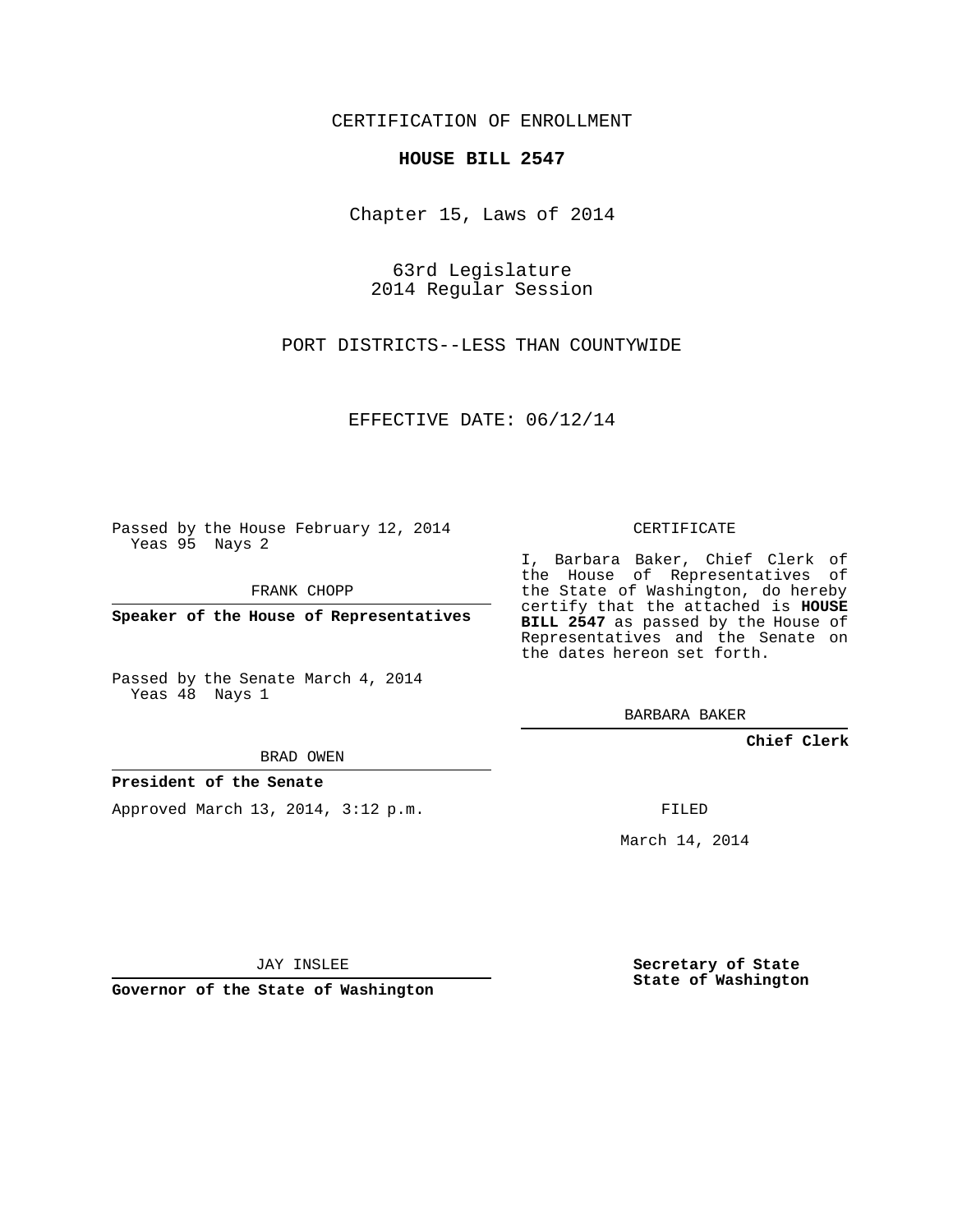CERTIFICATION OF ENROLLMENT

**HOUSE BILL 2547**

Chapter 15, Laws of 2014

63rd Legislature
2014 Regular Session

PORT DISTRICTS--LESS THAN COUNTYWIDE

EFFECTIVE DATE: 06/12/14

Passed by the House February 12, 2014
Yeas 95 Nays 2

FRANK CHOPP

**Speaker of the House of Representatives**

Passed by the Senate March 4, 2014
Yeas 48 Nays 1

BRAD OWEN

**President of the Senate**

Approved March 13, 2014, 3:12 p.m.

JAY INSLEE

**Governor of the State of Washington**

CERTIFICATE

I, Barbara Baker, Chief Clerk of the House of Representatives of the State of Washington, do hereby certify that the attached is **HOUSE BILL 2547** as passed by the House of Representatives and the Senate on the dates hereon set forth.

BARBARA BAKER

**Chief Clerk**

FILED

March 14, 2014

**Secretary of State**
**State of Washington**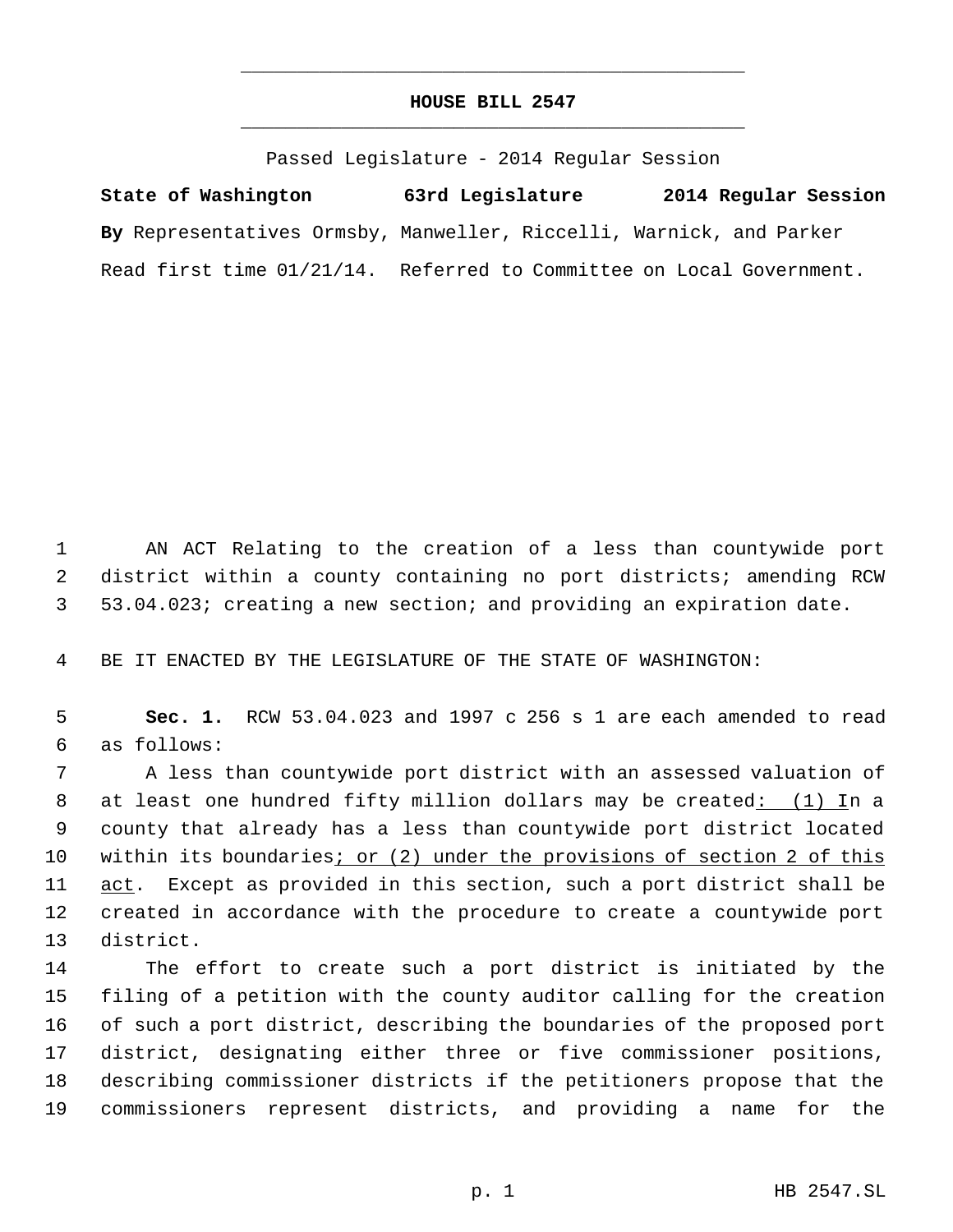# HOUSE BILL 2547

Passed Legislature - 2014 Regular Session

**State of Washington 63rd Legislature 2014 Regular Session**

**By** Representatives Ormsby, Manweller, Riccelli, Warnick, and Parker

Read first time 01/21/14. Referred to Committee on Local Government.

AN ACT Relating to the creation of a less than countywide port district within a county containing no port districts; amending RCW 53.04.023; creating a new section; and providing an expiration date.

BE IT ENACTED BY THE LEGISLATURE OF THE STATE OF WASHINGTON:

**Sec. 1.** RCW 53.04.023 and 1997 c 256 s 1 are each amended to read as follows:

A less than countywide port district with an assessed valuation of at least one hundred fifty million dollars may be created<u>: (1) I</u>n a county that already has a less than countywide port district located within its boundaries<u>; or (2) under the provisions of section 2 of this act</u>. Except as provided in this section, such a port district shall be created in accordance with the procedure to create a countywide port district.

The effort to create such a port district is initiated by the filing of a petition with the county auditor calling for the creation of such a port district, describing the boundaries of the proposed port district, designating either three or five commissioner positions, describing commissioner districts if the petitioners propose that the commissioners represent districts, and providing a name for the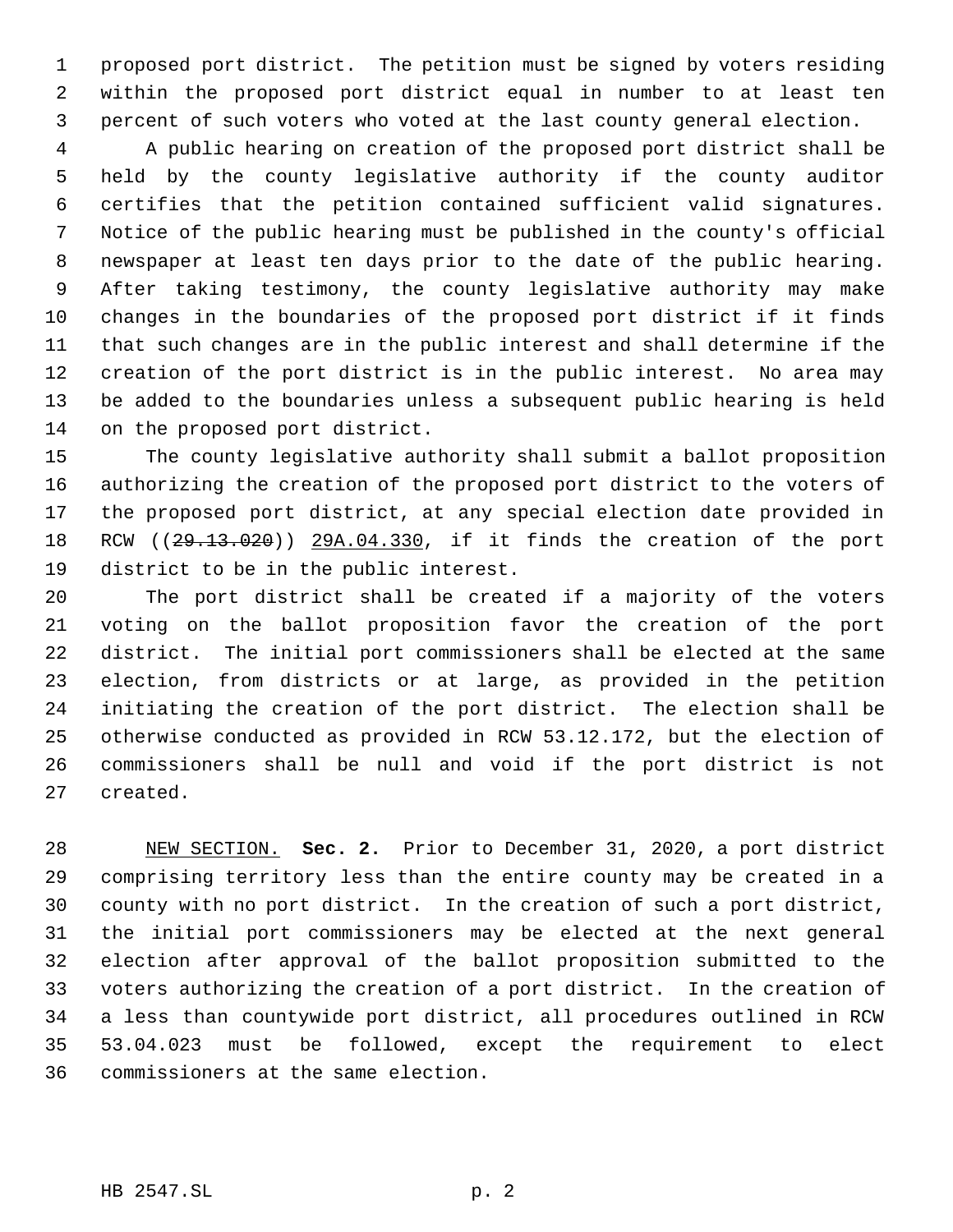proposed port district. The petition must be signed by voters residing within the proposed port district equal in number to at least ten percent of such voters who voted at the last county general election.

A public hearing on creation of the proposed port district shall be held by the county legislative authority if the county auditor certifies that the petition contained sufficient valid signatures. Notice of the public hearing must be published in the county's official newspaper at least ten days prior to the date of the public hearing. After taking testimony, the county legislative authority may make changes in the boundaries of the proposed port district if it finds that such changes are in the public interest and shall determine if the creation of the port district is in the public interest. No area may be added to the boundaries unless a subsequent public hearing is held on the proposed port district.

The county legislative authority shall submit a ballot proposition authorizing the creation of the proposed port district to the voters of the proposed port district, at any special election date provided in RCW ((~~29.13.020~~)) <u>29A.04.330</u>, if it finds the creation of the port district to be in the public interest.

The port district shall be created if a majority of the voters voting on the ballot proposition favor the creation of the port district. The initial port commissioners shall be elected at the same election, from districts or at large, as provided in the petition initiating the creation of the port district. The election shall be otherwise conducted as provided in RCW 53.12.172, but the election of commissioners shall be null and void if the port district is not created.

<u>NEW SECTION.</u> **Sec. 2.** Prior to December 31, 2020, a port district comprising territory less than the entire county may be created in a county with no port district. In the creation of such a port district, the initial port commissioners may be elected at the next general election after approval of the ballot proposition submitted to the voters authorizing the creation of a port district. In the creation of a less than countywide port district, all procedures outlined in RCW 53.04.023 must be followed, except the requirement to elect commissioners at the same election.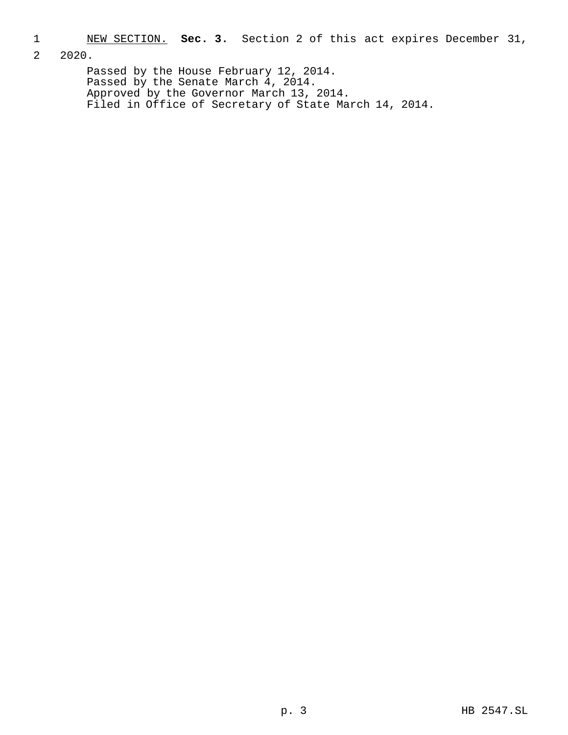<u>NEW SECTION.</u> **Sec. 3.** Section 2 of this act expires December 31, 2020.

Passed by the House February 12, 2014.
Passed by the Senate March 4, 2014.
Approved by the Governor March 13, 2014.
Filed in Office of Secretary of State March 14, 2014.